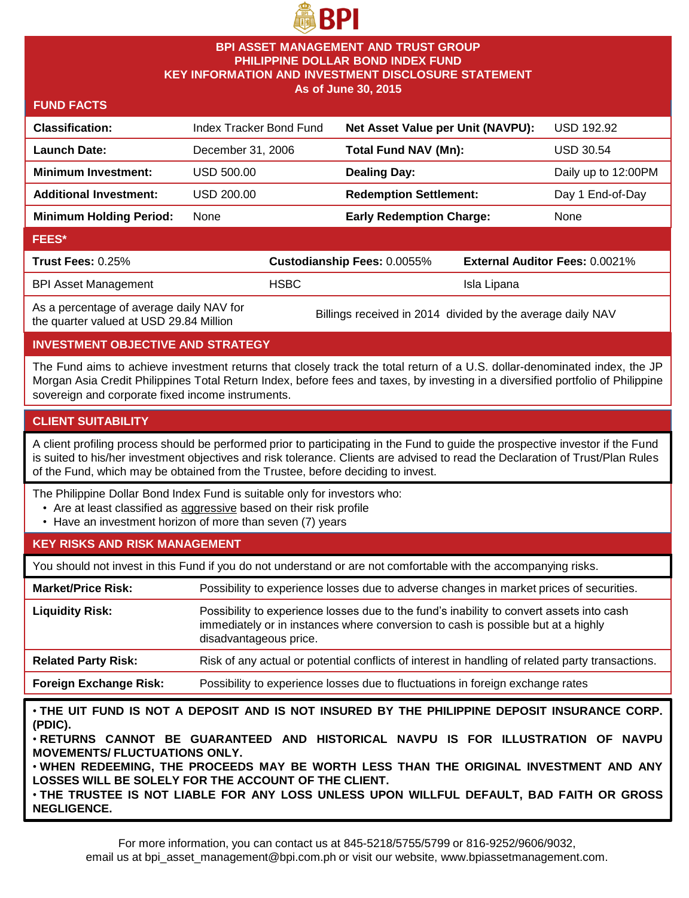# BPI

## BPI ASSET MANAGEMENT AND TRUST GROUP
## PHILIPPINE DOLLAR BOND INDEX FUND
## KEY INFORMATION AND INVESTMENT DISCLOSURE STATEMENT
### As of June 30, 2015

## FUND FACTS

| | | | |
|---|---|---|---|
| **Classification:** | Index Tracker Bond Fund | **Net Asset Value per Unit (NAVPU):** | USD 192.92 |
| **Launch Date:** | December 31, 2006 | **Total Fund NAV (Mn):** | USD 30.54 |
| **Minimum Investment:** | USD 500.00 | **Dealing Day:** | Daily up to 12:00PM |
| **Additional Investment:** | USD 200.00 | **Redemption Settlement:** | Day 1 End-of-Day |
| **Minimum Holding Period:** | None | **Early Redemption Charge:** | None |

## FEES*

| **Trust Fees:** 0.25% | **Custodianship Fees:** 0.0055% | **External Auditor Fees:** 0.0021% |
|---|---|---|
| BPI Asset Management | HSBC | Isla Lipana |
| As a percentage of average daily NAV for the quarter valued at USD 29.84 Million | Billings received in 2014 divided by the average daily NAV | |

## INVESTMENT OBJECTIVE AND STRATEGY

The Fund aims to achieve investment returns that closely track the total return of a U.S. dollar-denominated index, the JP Morgan Asia Credit Philippines Total Return Index, before fees and taxes, by investing in a diversified portfolio of Philippine sovereign and corporate fixed income instruments.

## CLIENT SUITABILITY

A client profiling process should be performed prior to participating in the Fund to guide the prospective investor if the Fund is suited to his/her investment objectives and risk tolerance. Clients are advised to read the Declaration of Trust/Plan Rules of the Fund, which may be obtained from the Trustee, before deciding to invest.

The Philippine Dollar Bond Index Fund is suitable only for investors who:

- Are at least classified as aggressive based on their risk profile
- Have an investment horizon of more than seven (7) years

## KEY RISKS AND RISK MANAGEMENT

You should not invest in this Fund if you do not understand or are not comfortable with the accompanying risks.

| | |
|---|---|
| **Market/Price Risk:** | Possibility to experience losses due to adverse changes in market prices of securities. |
| **Liquidity Risk:** | Possibility to experience losses due to the fund's inability to convert assets into cash immediately or in instances where conversion to cash is possible but at a highly disadvantageous price. |
| **Related Party Risk:** | Risk of any actual or potential conflicts of interest in handling of related party transactions. |
| **Foreign Exchange Risk:** | Possibility to experience losses due to fluctuations in foreign exchange rates |

**• THE UIT FUND IS NOT A DEPOSIT AND IS NOT INSURED BY THE PHILIPPINE DEPOSIT INSURANCE CORP. (PDIC).**
**• RETURNS CANNOT BE GUARANTEED AND HISTORICAL NAVPU IS FOR ILLUSTRATION OF NAVPU MOVEMENTS/ FLUCTUATIONS ONLY.**
**• WHEN REDEEMING, THE PROCEEDS MAY BE WORTH LESS THAN THE ORIGINAL INVESTMENT AND ANY LOSSES WILL BE SOLELY FOR THE ACCOUNT OF THE CLIENT.**
**• THE TRUSTEE IS NOT LIABLE FOR ANY LOSS UNLESS UPON WILLFUL DEFAULT, BAD FAITH OR GROSS NEGLIGENCE.**

For more information, you can contact us at 845-5218/5755/5799 or 816-9252/9606/9032, email us at bpi_asset_management@bpi.com.ph or visit our website, www.bpiassetmanagement.com.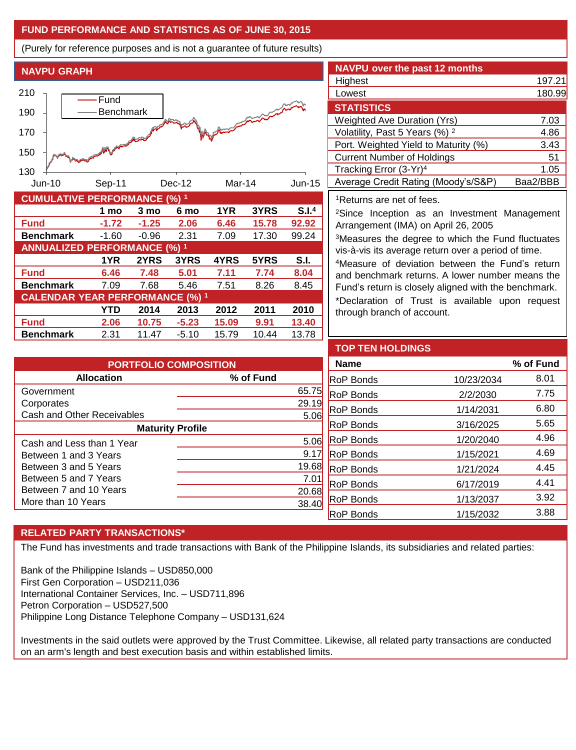# FUND PERFORMANCE AND STATISTICS AS OF JUNE 30, 2015

(Purely for reference purposes and is not a guarantee of future results)

## NAVPU GRAPH

## NAVPU over the past 12 months

| | |
|---|---|
| Highest | 197.21 |
| Lowest | 180.99 |

## STATISTICS

| | |
|---|---|
| Weighted Ave Duration (Yrs) | 7.03 |
| Volatility, Past 5 Years (%) [2] | 4.86 |
| Port. Weighted Yield to Maturity (%) | 3.43 |
| Current Number of Holdings | 51 |
| Tracking Error (3-Yr)[4] | 1.05 |
| Average Credit Rating (Moody's/S&P) | Baa2/BBB |

## CUMULATIVE PERFORMANCE (%) [1]

| | 1 mo | 3 mo | 6 mo | 1YR | 3YRS | S.I.[4] |
|---|---|---|---|---|---|---|
| **Fund** | **-1.72** | **-1.25** | **2.06** | **6.46** | **15.78** | **92.92** |
| **Benchmark** | -1.60 | -0.96 | 2.31 | 7.09 | 17.30 | 99.24 |

## ANNUALIZED PERFORMANCE (%) [1]

| | 1YR | 2YRS | 3YRS | 4YRS | 5YRS | S.I. |
|---|---|---|---|---|---|---|
| **Fund** | **6.46** | **7.48** | **5.01** | **7.11** | **7.74** | **8.04** |
| **Benchmark** | 7.09 | 7.68 | 5.46 | 7.51 | 8.26 | 8.45 |

## CALENDAR YEAR PERFORMANCE (%) [1]

| | YTD | 2014 | 2013 | 2012 | 2011 | 2010 |
|---|---|---|---|---|---|---|
| **Fund** | **2.06** | **10.75** | **-5.23** | **15.09** | **9.91** | **13.40** |
| **Benchmark** | 2.31 | 11.47 | -5.10 | 15.79 | 10.44 | 13.78 |

[1]Returns are net of fees.

[2]Since Inception as an Investment Management Arrangement (IMA) on April 26, 2005

[3]Measures the degree to which the Fund fluctuates vis-à-vis its average return over a period of time.

[4]Measure of deviation between the Fund's return and benchmark returns. A lower number means the Fund's return is closely aligned with the benchmark.

*Declaration of Trust is available upon request through branch of account.

## PORTFOLIO COMPOSITION

| Allocation | % of Fund |
|---|---|
| Government | 65.75 |
| Corporates | 29.19 |
| Cash and Other Receivables | 5.06 |
| **Maturity Profile** | |
| Cash and Less than 1 Year | 5.06 |
| Between 1 and 3 Years | 9.17 |
| Between 3 and 5 Years | 19.68 |
| Between 5 and 7 Years | 7.01 |
| Between 7 and 10 Years | 20.68 |
| More than 10 Years | 38.40 |

## TOP TEN HOLDINGS

| Name | | % of Fund |
|---|---|---|
| RoP Bonds | 10/23/2034 | 8.01 |
| RoP Bonds | 2/2/2030 | 7.75 |
| RoP Bonds | 1/14/2031 | 6.80 |
| RoP Bonds | 3/16/2025 | 5.65 |
| RoP Bonds | 1/20/2040 | 4.96 |
| RoP Bonds | 1/15/2021 | 4.69 |
| RoP Bonds | 1/21/2024 | 4.45 |
| RoP Bonds | 6/17/2019 | 4.41 |
| RoP Bonds | 1/13/2037 | 3.92 |
| RoP Bonds | 1/15/2032 | 3.88 |

## RELATED PARTY TRANSACTIONS*

The Fund has investments and trade transactions with Bank of the Philippine Islands, its subsidiaries and related parties:

Bank of the Philippine Islands – USD850,000
First Gen Corporation – USD211,036
International Container Services, Inc. – USD711,896
Petron Corporation – USD527,500
Philippine Long Distance Telephone Company – USD131,624

Investments in the said outlets were approved by the Trust Committee. Likewise, all related party transactions are conducted on an arm's length and best execution basis and within established limits.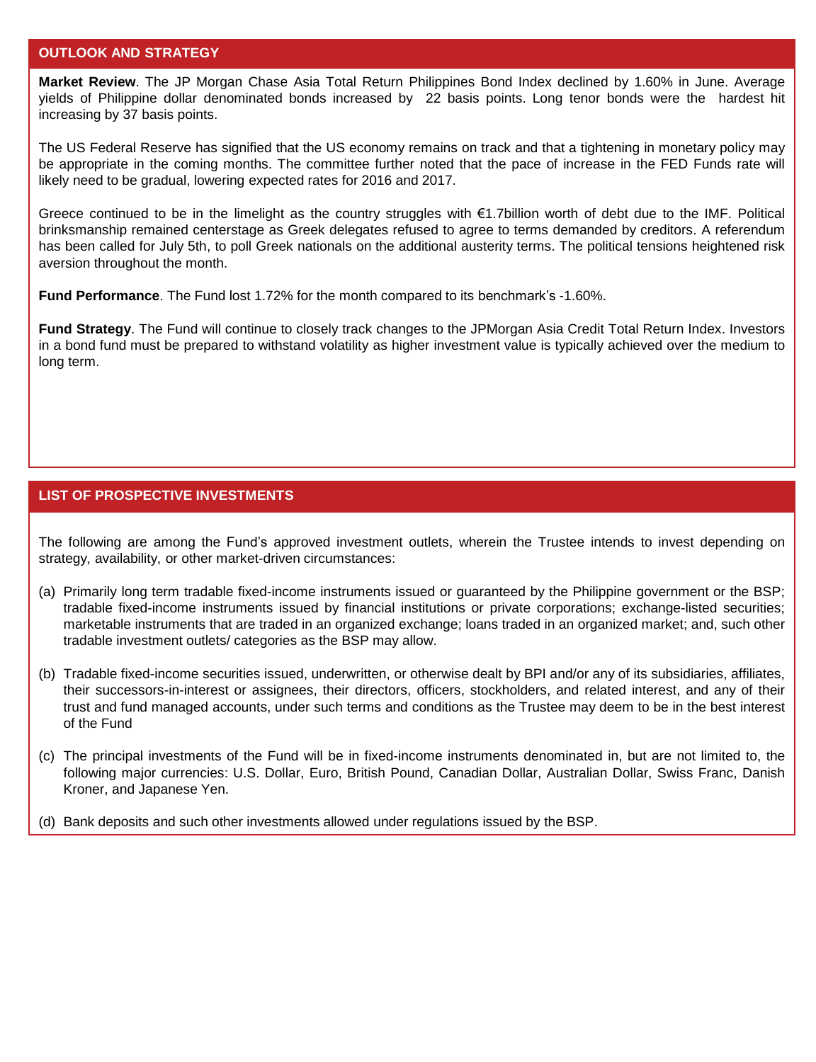## OUTLOOK AND STRATEGY

**Market Review**. The JP Morgan Chase Asia Total Return Philippines Bond Index declined by 1.60% in June. Average yields of Philippine dollar denominated bonds increased by 22 basis points. Long tenor bonds were the hardest hit increasing by 37 basis points.

The US Federal Reserve has signified that the US economy remains on track and that a tightening in monetary policy may be appropriate in the coming months. The committee further noted that the pace of increase in the FED Funds rate will likely need to be gradual, lowering expected rates for 2016 and 2017.

Greece continued to be in the limelight as the country struggles with €1.7billion worth of debt due to the IMF. Political brinksmanship remained centerstage as Greek delegates refused to agree to terms demanded by creditors. A referendum has been called for July 5th, to poll Greek nationals on the additional austerity terms. The political tensions heightened risk aversion throughout the month.

**Fund Performance**. The Fund lost 1.72% for the month compared to its benchmark's -1.60%.

**Fund Strategy**. The Fund will continue to closely track changes to the JPMorgan Asia Credit Total Return Index. Investors in a bond fund must be prepared to withstand volatility as higher investment value is typically achieved over the medium to long term.

## LIST OF PROSPECTIVE INVESTMENTS

The following are among the Fund's approved investment outlets, wherein the Trustee intends to invest depending on strategy, availability, or other market-driven circumstances:

(a) Primarily long term tradable fixed-income instruments issued or guaranteed by the Philippine government or the BSP; tradable fixed-income instruments issued by financial institutions or private corporations; exchange-listed securities; marketable instruments that are traded in an organized exchange; loans traded in an organized market; and, such other tradable investment outlets/ categories as the BSP may allow.

(b) Tradable fixed-income securities issued, underwritten, or otherwise dealt by BPI and/or any of its subsidiaries, affiliates, their successors-in-interest or assignees, their directors, officers, stockholders, and related interest, and any of their trust and fund managed accounts, under such terms and conditions as the Trustee may deem to be in the best interest of the Fund

(c) The principal investments of the Fund will be in fixed-income instruments denominated in, but are not limited to, the following major currencies: U.S. Dollar, Euro, British Pound, Canadian Dollar, Australian Dollar, Swiss Franc, Danish Kroner, and Japanese Yen.

(d) Bank deposits and such other investments allowed under regulations issued by the BSP.